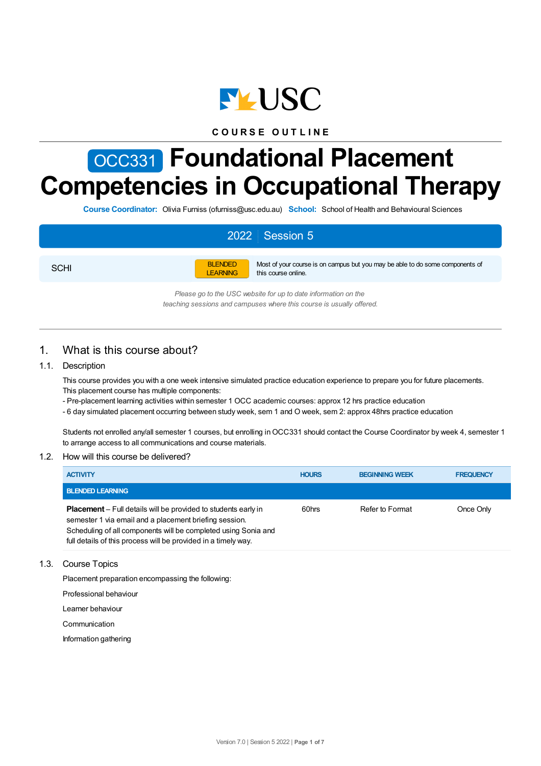COURSE OUTLINE

# OCC331 Foundational Placement Competencies in Occupational Therapy

**Course Coordinator:** Olivia Furniss (ofurniss@usc.edu.au) **School:** School of Health and Behavioural Sciences

| 2022 Session 5 | | |
|---|---|---|
| SCHI | BLENDED LEARNING | Most of your course is on campus but you may be able to do some components of this course online. |

*Please go to the USC website for up to date information on the teaching sessions and campuses where this course is usually offered.*

## 1. What is this course about?

### 1.1. Description

This course provides you with a one week intensive simulated practice education experience to prepare you for future placements. This placement course has multiple components:
- Pre-placement learning activities within semester 1 OCC academic courses: approx 12 hrs practice education
- 6 day simulated placement occurring between study week, sem 1 and O week, sem 2: approx 48hrs practice education

Students not enrolled any/all semester 1 courses, but enrolling in OCC331 should contact the Course Coordinator by week 4, semester 1 to arrange access to all communications and course materials.

### 1.2. How will this course be delivered?

| ACTIVITY | HOURS | BEGINNING WEEK | FREQUENCY |
|---|---|---|---|
| **BLENDED LEARNING** | | | |
| **Placement** – Full details will be provided to students early in semester 1 via email and a placement briefing session. Scheduling of all components will be completed using Sonia and full details of this process will be provided in a timely way. | 60hrs | Refer to Format | Once Only |

### 1.3. Course Topics

Placement preparation encompassing the following:

Professional behaviour

Learner behaviour

Communication

Information gathering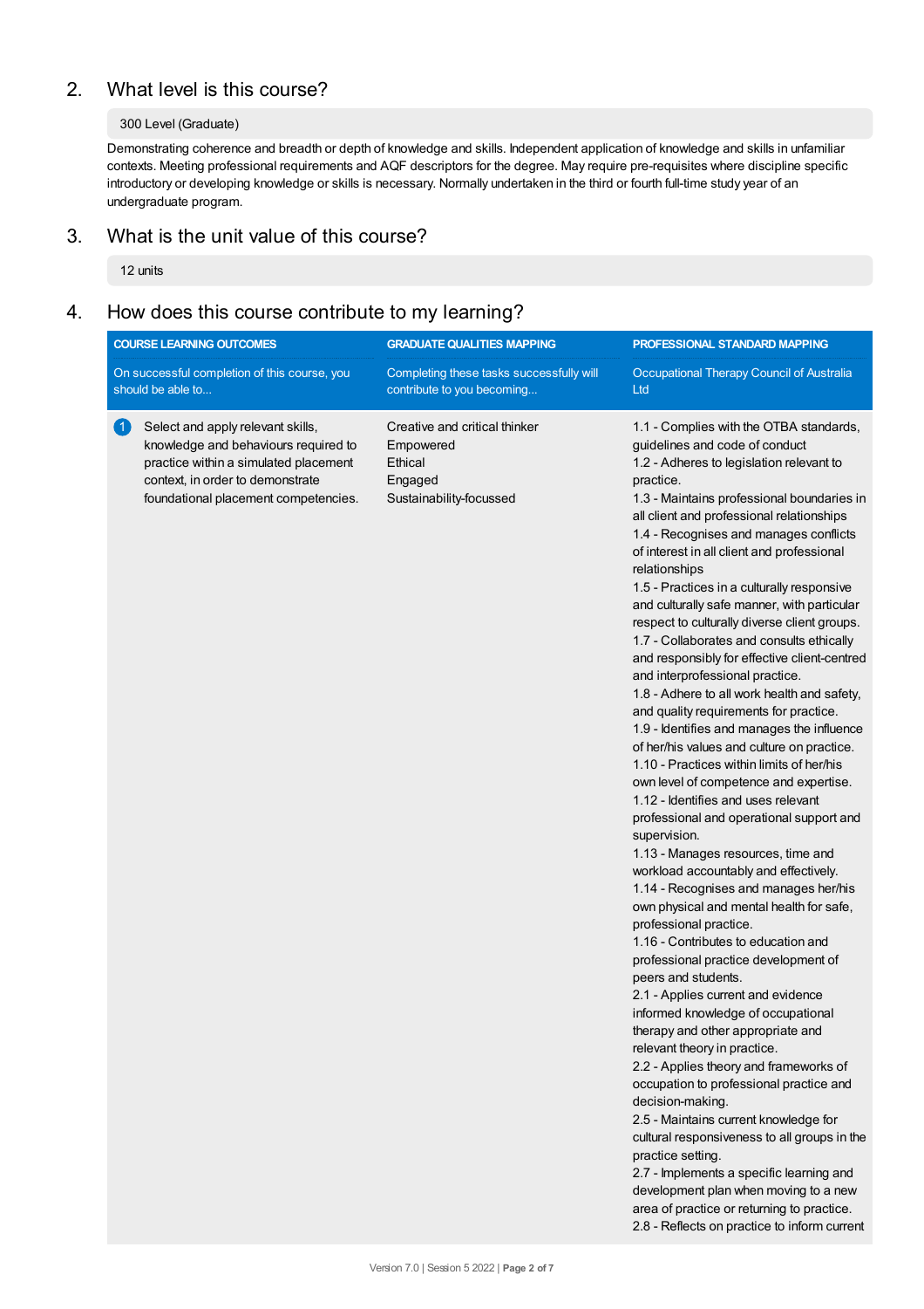## 2. What level is this course?

300 Level (Graduate)

Demonstrating coherence and breadth or depth of knowledge and skills. Independent application of knowledge and skills in unfamiliar contexts. Meeting professional requirements and AQF descriptors for the degree. May require pre-requisites where discipline specific introductory or developing knowledge or skills is necessary. Normally undertaken in the third or fourth full-time study year of an undergraduate program.

## 3. What is the unit value of this course?

12 units

## 4. How does this course contribute to my learning?

| COURSE LEARNING OUTCOMES | GRADUATE QUALITIES MAPPING | PROFESSIONAL STANDARD MAPPING |
|---|---|---|
| On successful completion of this course, you should be able to... | Completing these tasks successfully will contribute to you becoming... | Occupational Therapy Council of Australia Ltd |
| 1 Select and apply relevant skills, knowledge and behaviours required to practice within a simulated placement context, in order to demonstrate foundational placement competencies. | Creative and critical thinker<br>Empowered<br>Ethical<br>Engaged<br>Sustainability-focussed | 1.1 - Complies with the OTBA standards, guidelines and code of conduct<br>1.2 - Adheres to legislation relevant to practice.<br>1.3 - Maintains professional boundaries in all client and professional relationships<br>1.4 - Recognises and manages conflicts of interest in all client and professional relationships<br>1.5 - Practices in a culturally responsive and culturally safe manner, with particular respect to culturally diverse client groups.<br>1.7 - Collaborates and consults ethically and responsibly for effective client-centred and interprofessional practice.<br>1.8 - Adhere to all work health and safety, and quality requirements for practice.<br>1.9 - Identifies and manages the influence of her/his values and culture on practice.<br>1.10 - Practices within limits of her/his own level of competence and expertise.<br>1.12 - Identifies and uses relevant professional and operational support and supervision.<br>1.13 - Manages resources, time and workload accountably and effectively.<br>1.14 - Recognises and manages her/his own physical and mental health for safe, professional practice.<br>1.16 - Contributes to education and professional practice development of peers and students.<br>2.1 - Applies current and evidence informed knowledge of occupational therapy and other appropriate and relevant theory in practice.<br>2.2 - Applies theory and frameworks of occupation to professional practice and decision-making.<br>2.5 - Maintains current knowledge for cultural responsiveness to all groups in the practice setting.<br>2.7 - Implements a specific learning and development plan when moving to a new area of practice or returning to practice.<br>2.8 - Reflects on practice to inform current |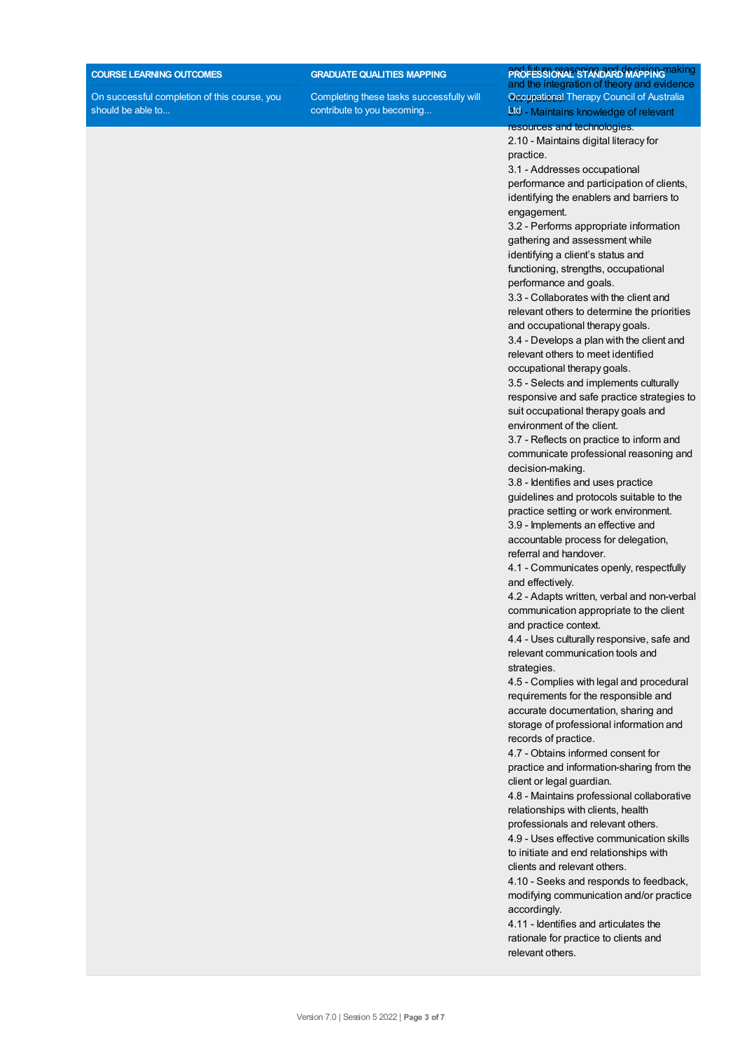| COURSE LEARNING OUTCOMES | GRADUATE QUALITIES MAPPING | PROFESSIONAL STANDARD MAPPING |
|---|---|---|
| On successful completion of this course, you should be able to... | Completing these tasks successfully will contribute to you becoming... | Occupational Therapy Council of Australia Ltd |
| | | and future reasoning and decision-making and the integration of theory and evidence into practice.<br>2.9 - Maintains knowledge of relevant resources and technologies.<br>2.10 - Maintains digital literacy for practice.<br>3.1 - Addresses occupational performance and participation of clients, identifying the enablers and barriers to engagement.<br>3.2 - Performs appropriate information gathering and assessment while identifying a client's status and functioning, strengths, occupational performance and goals.<br>3.3 - Collaborates with the client and relevant others to determine the priorities and occupational therapy goals.<br>3.4 - Develops a plan with the client and relevant others to meet identified occupational therapy goals.<br>3.5 - Selects and implements culturally responsive and safe practice strategies to suit occupational therapy goals and environment of the client.<br>3.7 - Reflects on practice to inform and communicate professional reasoning and decision-making.<br>3.8 - Identifies and uses practice guidelines and protocols suitable to the practice setting or work environment.<br>3.9 - Implements an effective and accountable process for delegation, referral and handover.<br>4.1 - Communicates openly, respectfully and effectively.<br>4.2 - Adapts written, verbal and non-verbal communication appropriate to the client and practice context.<br>4.4 - Uses culturally responsive, safe and relevant communication tools and strategies.<br>4.5 - Complies with legal and procedural requirements for the responsible and accurate documentation, sharing and storage of professional information and records of practice.<br>4.7 - Obtains informed consent for practice and information-sharing from the client or legal guardian.<br>4.8 - Maintains professional collaborative relationships with clients, health professionals and relevant others.<br>4.9 - Uses effective communication skills to initiate and end relationships with clients and relevant others.<br>4.10 - Seeks and responds to feedback, modifying communication and/or practice accordingly.<br>4.11 - Identifies and articulates the rationale for practice to clients and relevant others. |

Version 7.0 | Session 5 2022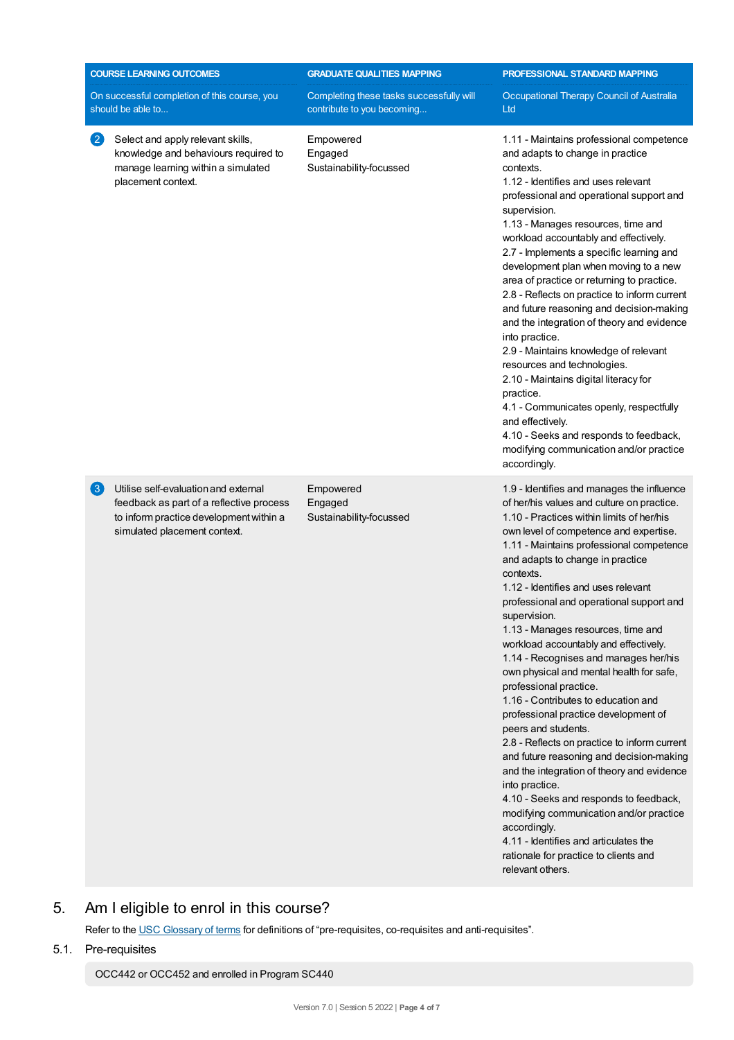| COURSE LEARNING OUTCOMES<br>On successful completion of this course, you should be able to... | GRADUATE QUALITIES MAPPING<br>Completing these tasks successfully will contribute to you becoming... | PROFESSIONAL STANDARD MAPPING<br>Occupational Therapy Council of Australia Ltd |
|---|---|---|
| 2 Select and apply relevant skills, knowledge and behaviours required to manage learning within a simulated placement context. | Empowered<br>Engaged<br>Sustainability-focussed | 1.11 - Maintains professional competence and adapts to change in practice contexts.<br>1.12 - Identifies and uses relevant professional and operational support and supervision.<br>1.13 - Manages resources, time and workload accountably and effectively.<br>2.7 - Implements a specific learning and development plan when moving to a new area of practice or returning to practice.<br>2.8 - Reflects on practice to inform current and future reasoning and decision-making and the integration of theory and evidence into practice.<br>2.9 - Maintains knowledge of relevant resources and technologies.<br>2.10 - Maintains digital literacy for practice.<br>4.1 - Communicates openly, respectfully and effectively.<br>4.10 - Seeks and responds to feedback, modifying communication and/or practice accordingly. |
| 3 Utilise self-evaluation and external feedback as part of a reflective process to inform practice development within a simulated placement context. | Empowered<br>Engaged<br>Sustainability-focussed | 1.9 - Identifies and manages the influence of her/his values and culture on practice.<br>1.10 - Practices within limits of her/his own level of competence and expertise.<br>1.11 - Maintains professional competence and adapts to change in practice contexts.<br>1.12 - Identifies and uses relevant professional and operational support and supervision.<br>1.13 - Manages resources, time and workload accountably and effectively.<br>1.14 - Recognises and manages her/his own physical and mental health for safe, professional practice.<br>1.16 - Contributes to education and professional practice development of peers and students.<br>2.8 - Reflects on practice to inform current and future reasoning and decision-making and the integration of theory and evidence into practice.<br>4.10 - Seeks and responds to feedback, modifying communication and/or practice accordingly.<br>4.11 - Identifies and articulates the rationale for practice to clients and relevant others. |

## 5. Am I eligible to enrol in this course?

Refer to the USC Glossary of terms for definitions of "pre-requisites, co-requisites and anti-requisites".

### 5.1. Pre-requisites

OCC442 or OCC452 and enrolled in Program SC440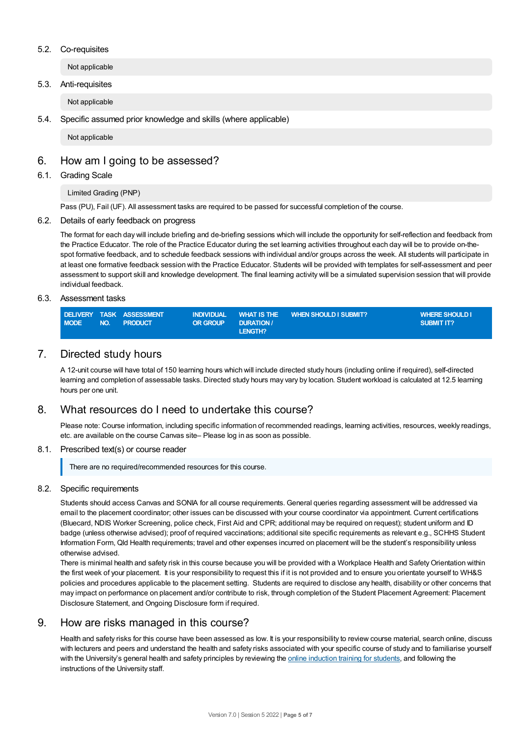### 5.2. Co-requisites

Not applicable

### 5.3. Anti-requisites

Not applicable

### 5.4. Specific assumed prior knowledge and skills (where applicable)

Not applicable

## 6. How am I going to be assessed?

### 6.1. Grading Scale

Limited Grading (PNP)

Pass (PU), Fail (UF). All assessment tasks are required to be passed for successful completion of the course.

### 6.2. Details of early feedback on progress

The format for each day will include briefing and de-briefing sessions which will include the opportunity for self-reflection and feedback from the Practice Educator. The role of the Practice Educator during the set learning activities throughout each day will be to provide on-the-spot formative feedback, and to schedule feedback sessions with individual and/or groups across the week. All students will participate in at least one formative feedback session with the Practice Educator. Students will be provided with templates for self-assessment and peer assessment to support skill and knowledge development. The final learning activity will be a simulated supervision session that will provide individual feedback.

### 6.3. Assessment tasks

| DELIVERY MODE | TASK NO. | ASSESSMENT PRODUCT | INDIVIDUAL OR GROUP | WHAT IS THE DURATION / LENGTH? | WHEN SHOULD I SUBMIT? | WHERE SHOULD I SUBMIT IT? |
|---|---|---|---|---|---|---|

## 7. Directed study hours

A 12-unit course will have total of 150 learning hours which will include directed study hours (including online if required), self-directed learning and completion of assessable tasks. Directed study hours may vary by location. Student workload is calculated at 12.5 learning hours per one unit.

## 8. What resources do I need to undertake this course?

Please note: Course information, including specific information of recommended readings, learning activities, resources, weekly readings, etc. are available on the course Canvas site– Please log in as soon as possible.

### 8.1. Prescribed text(s) or course reader

There are no required/recommended resources for this course.

### 8.2. Specific requirements

Students should access Canvas and SONIA for all course requirements. General queries regarding assessment will be addressed via email to the placement coordinator; other issues can be discussed with your course coordinator via appointment. Current certifications (Bluecard, NDIS Worker Screening, police check, First Aid and CPR; additional may be required on request); student uniform and ID badge (unless otherwise advised); proof of required vaccinations; additional site specific requirements as relevant e.g., SCHHS Student Information Form, Qld Health requirements; travel and other expenses incurred on placement will be the student's responsibility unless otherwise advised.

There is minimal health and safety risk in this course because you will be provided with a Workplace Health and Safety Orientation within the first week of your placement. It is your responsibility to request this if it is not provided and to ensure you orientate yourself to WH&S policies and procedures applicable to the placement setting. Students are required to disclose any health, disability or other concerns that may impact on performance on placement and/or contribute to risk, through completion of the Student Placement Agreement: Placement Disclosure Statement, and Ongoing Disclosure form if required.

## 9. How are risks managed in this course?

Health and safety risks for this course have been assessed as low. It is your responsibility to review course material, search online, discuss with lecturers and peers and understand the health and safety risks associated with your specific course of study and to familiarise yourself with the University's general health and safety principles by reviewing the online induction training for students, and following the instructions of the University staff.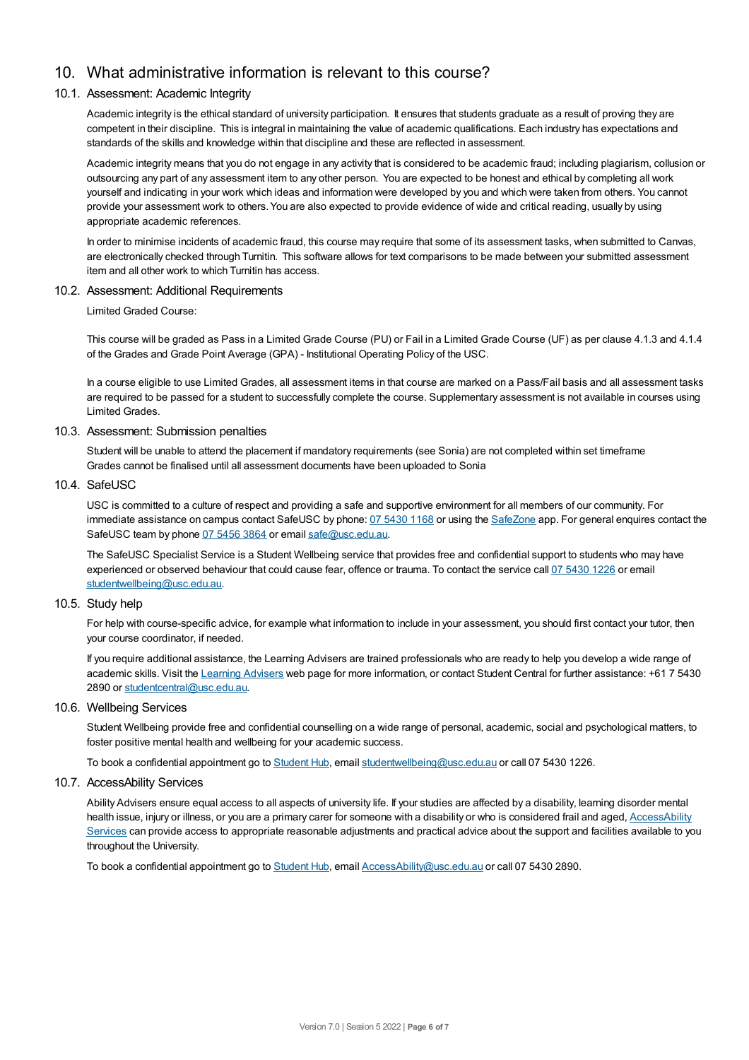## 10. What administrative information is relevant to this course?

### 10.1. Assessment: Academic Integrity

Academic integrity is the ethical standard of university participation. It ensures that students graduate as a result of proving they are competent in their discipline. This is integral in maintaining the value of academic qualifications. Each industry has expectations and standards of the skills and knowledge within that discipline and these are reflected in assessment.

Academic integrity means that you do not engage in any activity that is considered to be academic fraud; including plagiarism, collusion or outsourcing any part of any assessment item to any other person. You are expected to be honest and ethical by completing all work yourself and indicating in your work which ideas and information were developed by you and which were taken from others. You cannot provide your assessment work to others. You are also expected to provide evidence of wide and critical reading, usually by using appropriate academic references.

In order to minimise incidents of academic fraud, this course may require that some of its assessment tasks, when submitted to Canvas, are electronically checked through Turnitin. This software allows for text comparisons to be made between your submitted assessment item and all other work to which Turnitin has access.

### 10.2. Assessment: Additional Requirements

Limited Graded Course:

This course will be graded as Pass in a Limited Grade Course (PU) or Fail in a Limited Grade Course (UF) as per clause 4.1.3 and 4.1.4 of the Grades and Grade Point Average (GPA) - Institutional Operating Policy of the USC.

In a course eligible to use Limited Grades, all assessment items in that course are marked on a Pass/Fail basis and all assessment tasks are required to be passed for a student to successfully complete the course. Supplementary assessment is not available in courses using Limited Grades.

### 10.3. Assessment: Submission penalties

Student will be unable to attend the placement if mandatory requirements (see Sonia) are not completed within set timeframe
Grades cannot be finalised until all assessment documents have been uploaded to Sonia

### 10.4. SafeUSC

USC is committed to a culture of respect and providing a safe and supportive environment for all members of our community. For immediate assistance on campus contact SafeUSC by phone: 07 5430 1168 or using the SafeZone app. For general enquires contact the SafeUSC team by phone 07 5456 3864 or email safe@usc.edu.au.

The SafeUSC Specialist Service is a Student Wellbeing service that provides free and confidential support to students who may have experienced or observed behaviour that could cause fear, offence or trauma. To contact the service call 07 5430 1226 or email studentwellbeing@usc.edu.au.

### 10.5. Study help

For help with course-specific advice, for example what information to include in your assessment, you should first contact your tutor, then your course coordinator, if needed.

If you require additional assistance, the Learning Advisers are trained professionals who are ready to help you develop a wide range of academic skills. Visit the Learning Advisers web page for more information, or contact Student Central for further assistance: +61 7 5430 2890 or studentcentral@usc.edu.au.

### 10.6. Wellbeing Services

Student Wellbeing provide free and confidential counselling on a wide range of personal, academic, social and psychological matters, to foster positive mental health and wellbeing for your academic success.

To book a confidential appointment go to Student Hub, email studentwellbeing@usc.edu.au or call 07 5430 1226.

### 10.7. AccessAbility Services

Ability Advisers ensure equal access to all aspects of university life. If your studies are affected by a disability, learning disorder mental health issue, injury or illness, or you are a primary carer for someone with a disability or who is considered frail and aged, AccessAbility Services can provide access to appropriate reasonable adjustments and practical advice about the support and facilities available to you throughout the University.

To book a confidential appointment go to Student Hub, email AccessAbility@usc.edu.au or call 07 5430 2890.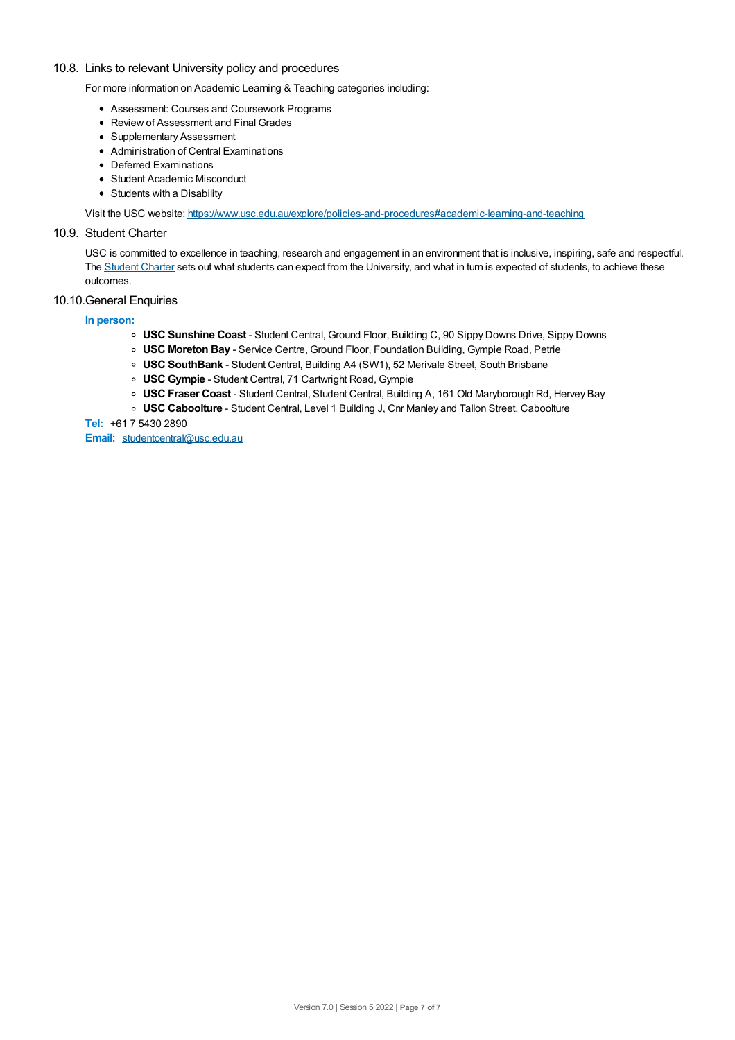### 10.8. Links to relevant University policy and procedures

For more information on Academic Learning & Teaching categories including:

- Assessment: Courses and Coursework Programs
- Review of Assessment and Final Grades
- Supplementary Assessment
- Administration of Central Examinations
- Deferred Examinations
- Student Academic Misconduct
- Students with a Disability

Visit the USC website: https://www.usc.edu.au/explore/policies-and-procedures#academic-learning-and-teaching

### 10.9. Student Charter

USC is committed to excellence in teaching, research and engagement in an environment that is inclusive, inspiring, safe and respectful. The Student Charter sets out what students can expect from the University, and what in turn is expected of students, to achieve these outcomes.

### 10.10. General Enquiries

**In person:**

- **USC Sunshine Coast** - Student Central, Ground Floor, Building C, 90 Sippy Downs Drive, Sippy Downs
- **USC Moreton Bay** - Service Centre, Ground Floor, Foundation Building, Gympie Road, Petrie
- **USC SouthBank** - Student Central, Building A4 (SW1), 52 Merivale Street, South Brisbane
- **USC Gympie** - Student Central, 71 Cartwright Road, Gympie
- **USC Fraser Coast** - Student Central, Student Central, Building A, 161 Old Maryborough Rd, Hervey Bay
- **USC Caboolture** - Student Central, Level 1 Building J, Cnr Manley and Tallon Street, Caboolture

**Tel:** +61 7 5430 2890

**Email:** studentcentral@usc.edu.au